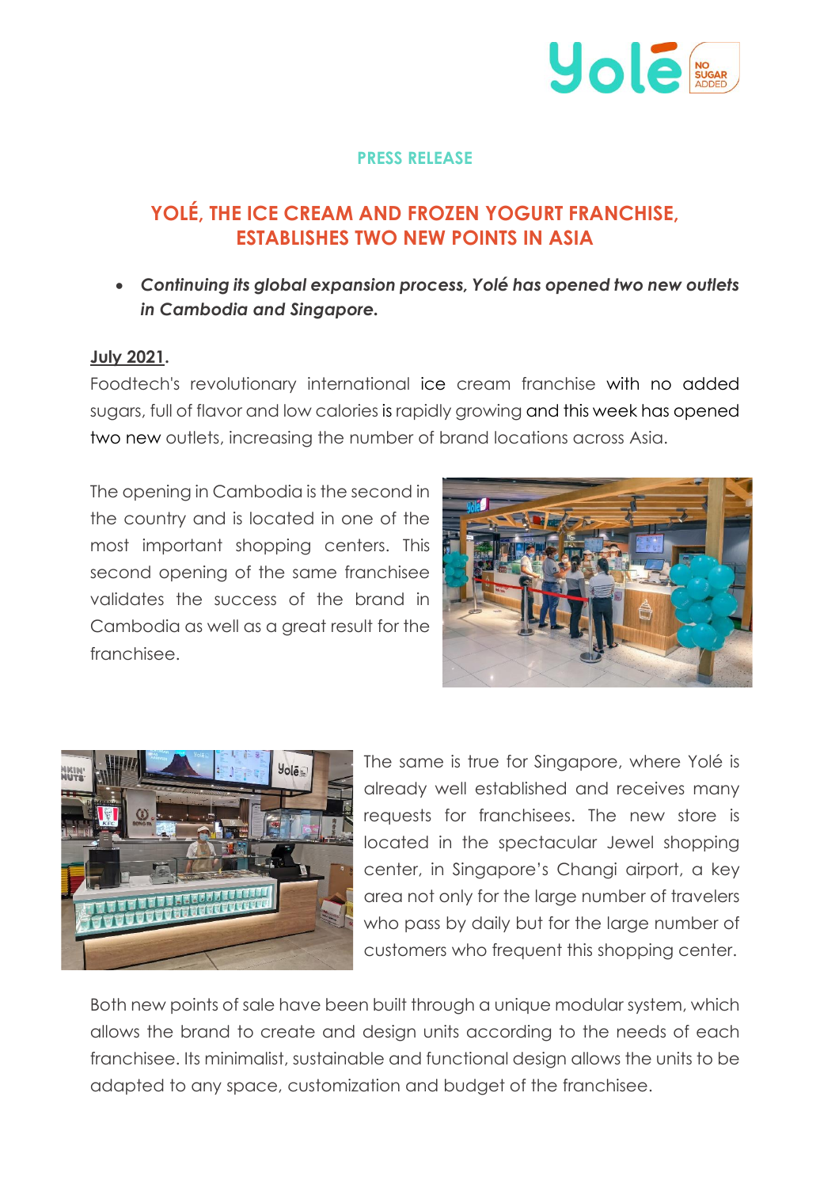**PRESS RELEASE**

# YOLÉ, THE ICE CREAM AND FROZEN YOGURT FRANCHISE, ESTABLISHES TWO NEW POINTS IN ASIA

- ***Continuing its global expansion process, Yolé has opened two new outlets in Cambodia and Singapore.***

**July 2021.**

Foodtech's revolutionary international ice cream franchise with no added sugars, full of flavor and low calories is rapidly growing and this week has opened two new outlets, increasing the number of brand locations across Asia.

The opening in Cambodia is the second in the country and is located in one of the most important shopping centers. This second opening of the same franchisee validates the success of the brand in Cambodia as well as a great result for the franchisee.

The same is true for Singapore, where Yolé is already well established and receives many requests for franchisees. The new store is located in the spectacular Jewel shopping center, in Singapore's Changi airport, a key area not only for the large number of travelers who pass by daily but for the large number of customers who frequent this shopping center.

Both new points of sale have been built through a unique modular system, which allows the brand to create and design units according to the needs of each franchisee. Its minimalist, sustainable and functional design allows the units to be adapted to any space, customization and budget of the franchisee.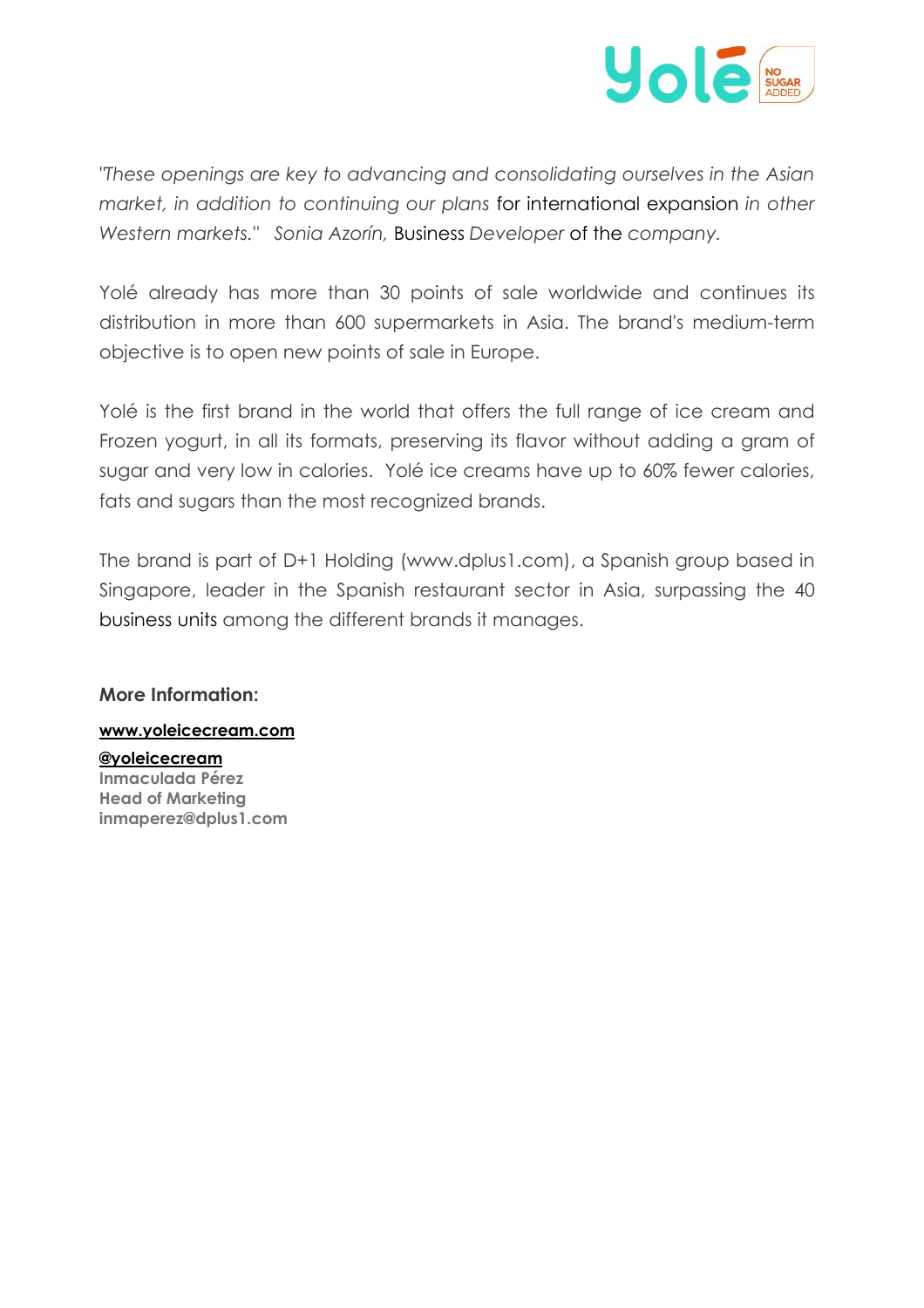*"These openings are key to advancing and consolidating ourselves in the Asian market, in addition to continuing our plans* for international expansion *in other Western markets." Sonia Azorín,* Business *Developer* of the *company.*

Yolé already has more than 30 points of sale worldwide and continues its distribution in more than 600 supermarkets in Asia. The brand's medium-term objective is to open new points of sale in Europe.

Yolé is the first brand in the world that offers the full range of ice cream and Frozen yogurt, in all its formats, preserving its flavor without adding a gram of sugar and very low in calories. Yolé ice creams have up to 60% fewer calories, fats and sugars than the most recognized brands.

The brand is part of D+1 Holding (www.dplus1.com), a Spanish group based in Singapore, leader in the Spanish restaurant sector in Asia, surpassing the 40 business units among the different brands it manages.

**More Information:**

**www.yoleicecream.com**

**@yoleicecream**
**Inmaculada Pérez**
**Head of Marketing**
**inmaperez@dplus1.com**